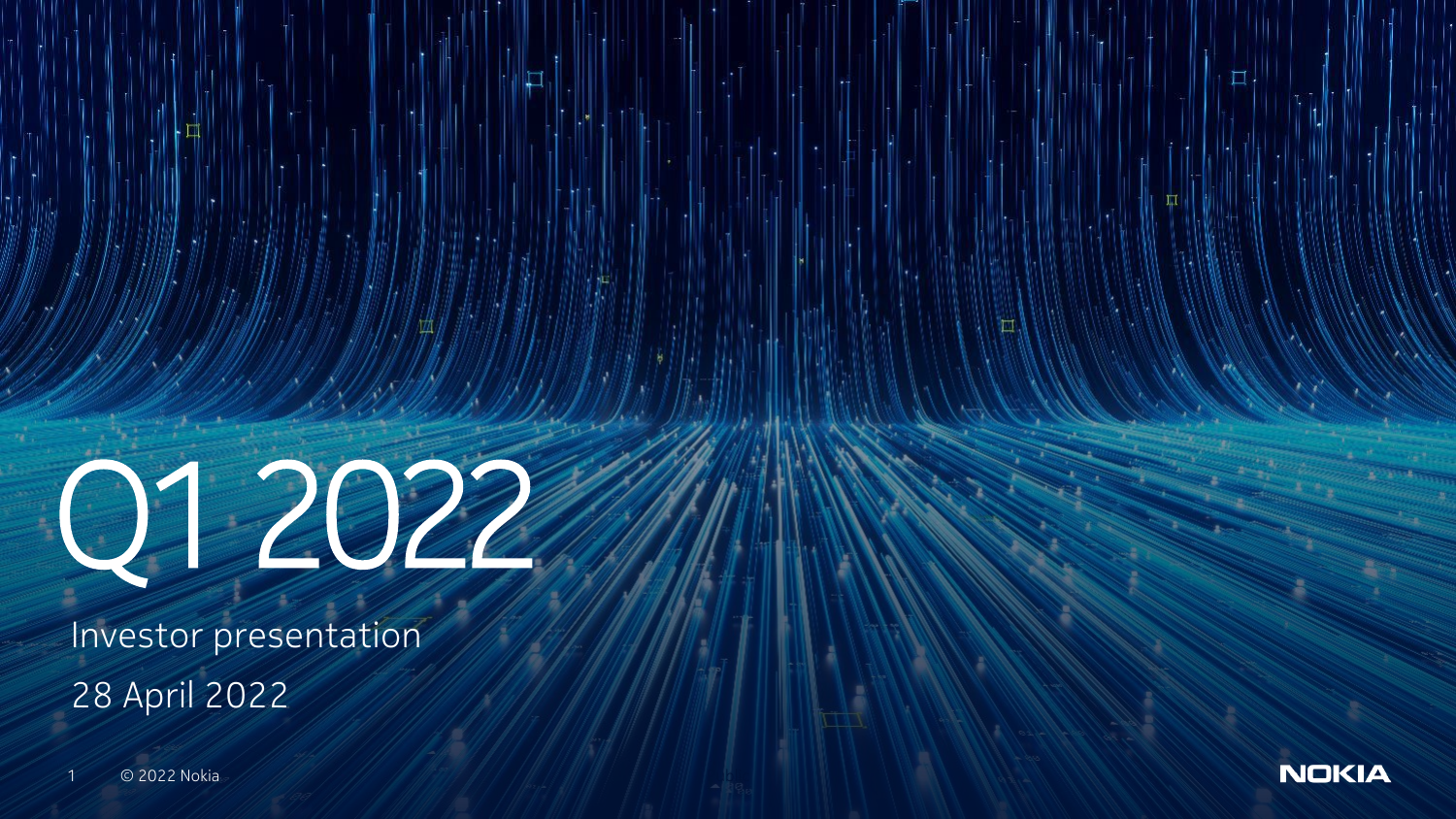# Q1 2022

Investor presentation

28 April 2022

© 2022 Nokia

NOKIA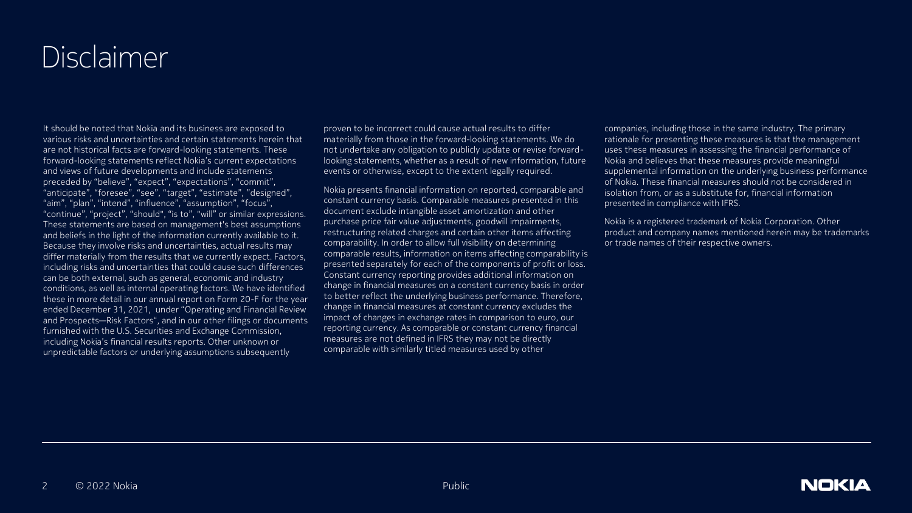# Disclaimer

It should be noted that Nokia and its business are exposed to various risks and uncertainties and certain statements herein that are not historical facts are forward-looking statements. These forward-looking statements reflect Nokia's current expectations and views of future developments and include statements preceded by "believe", "expect", "expectations", "commit", "anticipate", "foresee", "see", "target", "estimate", "designed", "aim", "plan", "intend", "influence", "assumption", "focus", "continue", "project", "should", "is to", "will" or similar expressions. These statements are based on management's best assumptions and beliefs in the light of the information currently available to it. Because they involve risks and uncertainties, actual results may differ materially from the results that we currently expect. Factors, including risks and uncertainties that could cause such differences can be both external, such as general, economic and industry conditions, as well as internal operating factors. We have identified these in more detail in our annual report on Form 20-F for the year ended December 31, 2021, under "Operating and Financial Review and Prospects—Risk Factors", and in our other filings or documents furnished with the U.S. Securities and Exchange Commission, including Nokia's financial results reports. Other unknown or unpredictable factors or underlying assumptions subsequently proven to be incorrect could cause actual results to differ materially from those in the forward-looking statements. We do not undertake any obligation to publicly update or revise forward-looking statements, whether as a result of new information, future events or otherwise, except to the extent legally required.

Nokia presents financial information on reported, comparable and constant currency basis. Comparable measures presented in this document exclude intangible asset amortization and other purchase price fair value adjustments, goodwill impairments, restructuring related charges and certain other items affecting comparability. In order to allow full visibility on determining comparable results, information on items affecting comparability is presented separately for each of the components of profit or loss. Constant currency reporting provides additional information on change in financial measures on a constant currency basis in order to better reflect the underlying business performance. Therefore, change in financial measures at constant currency excludes the impact of changes in exchange rates in comparison to euro, our reporting currency. As comparable or constant currency financial measures are not defined in IFRS they may not be directly comparable with similarly titled measures used by other companies, including those in the same industry. The primary rationale for presenting these measures is that the management uses these measures in assessing the financial performance of Nokia and believes that these measures provide meaningful supplemental information on the underlying business performance of Nokia. These financial measures should not be considered in isolation from, or as a substitute for, financial information presented in compliance with IFRS.

Nokia is a registered trademark of Nokia Corporation. Other product and company names mentioned herein may be trademarks or trade names of their respective owners.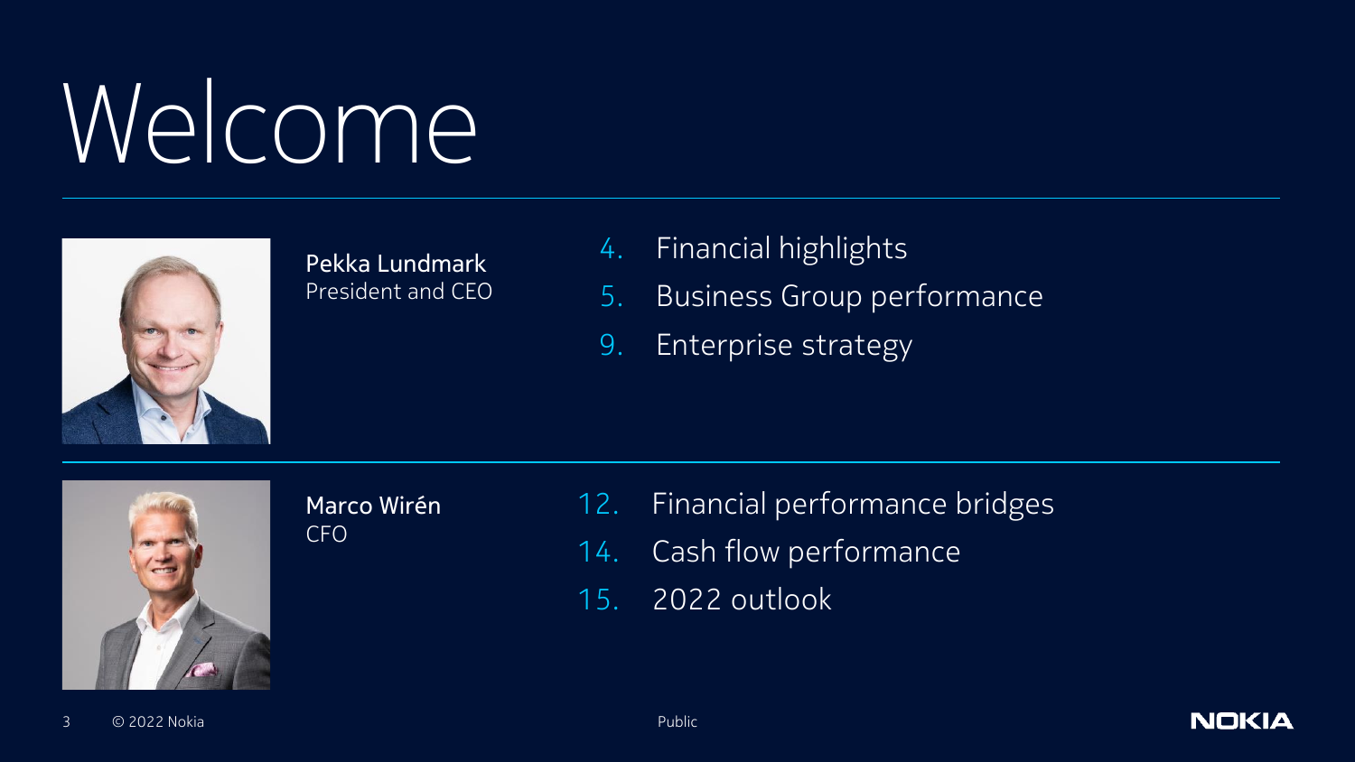# Welcome

**Pekka Lundmark**
President and CEO

4. Financial highlights
5. Business Group performance
9. Enterprise strategy

**Marco Wirén**
CFO

12. Financial performance bridges
14. Cash flow performance
15. 2022 outlook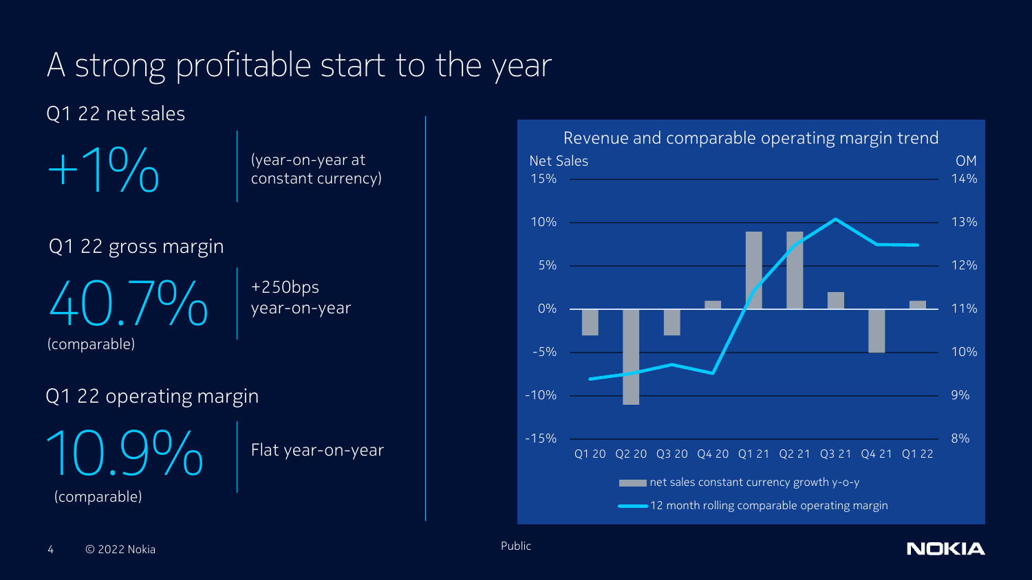# A strong profitable start to the year

## Q1 22 net sales

**+1%**

(year-on-year at constant currency)

## Q1 22 gross margin

**40.7%**

(comparable)

+250bps year-on-year

## Q1 22 operating margin

**10.9%**

(comparable)

Flat year-on-year

### Revenue and comparable operating margin trend

Net Sales | OM

15% | 14%
10% | 13%
5% | 12%
0% | 11%
-5% | 10%
-10% | 9%
-15% | 8%

Q1 20 Q2 20 Q3 20 Q4 20 Q1 21 Q2 21 Q3 21 Q4 21 Q1 22

net sales constant currency growth y-o-y

12 month rolling comparable operating margin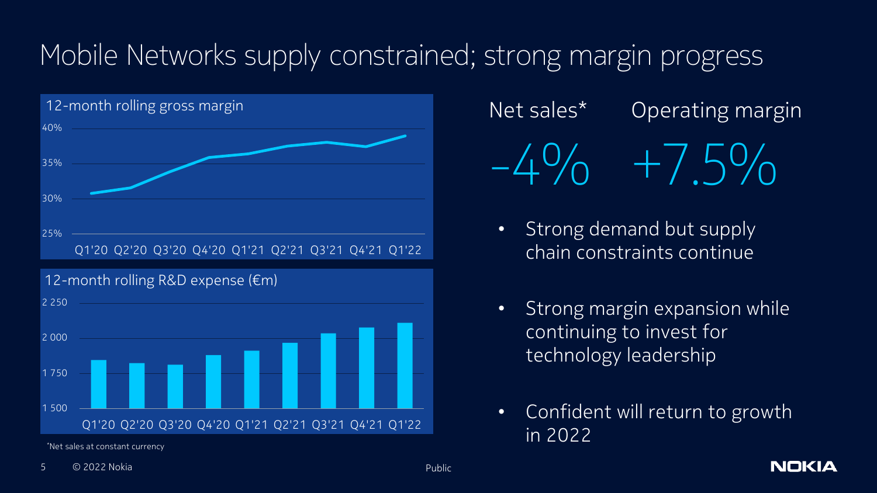# Mobile Networks supply constrained; strong margin progress

12-month rolling gross margin

40%
35%
30%
25%

Q1'20 Q2'20 Q3'20 Q4'20 Q1'21 Q2'21 Q3'21 Q4'21 Q1'22

12-month rolling R&D expense (€m)

2 250
2 000
1 750
1 500

Q1'20 Q2'20 Q3'20 Q4'20 Q1'21 Q2'21 Q3'21 Q4'21 Q1'22

*Net sales at constant currency

| Net sales* | Operating margin |
| --- | --- |
| -4% | +7.5% |

- Strong demand but supply chain constraints continue
- Strong margin expansion while continuing to invest for technology leadership
- Confident will return to growth in 2022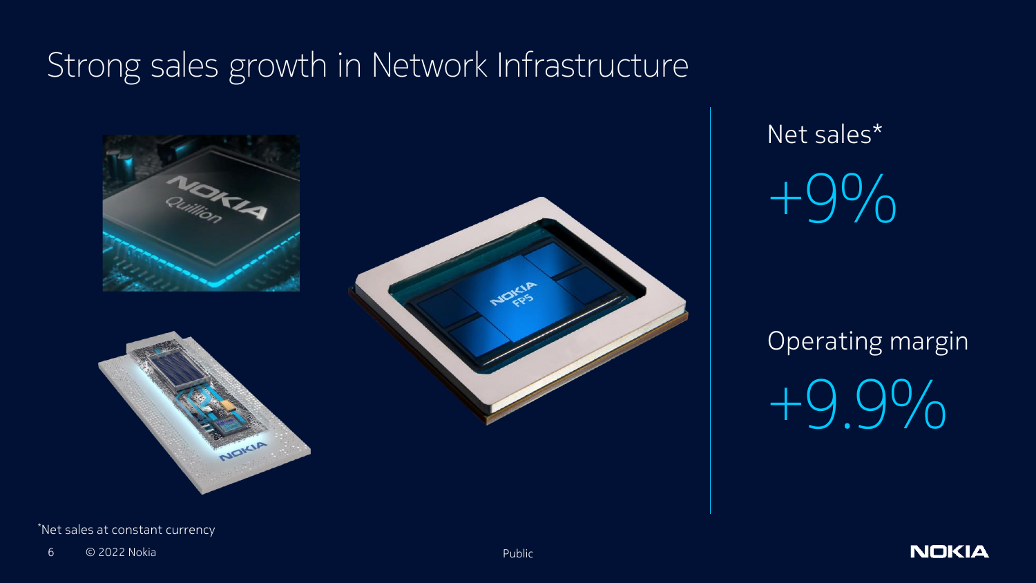# Strong sales growth in Network Infrastructure

Net sales*

+9%

Operating margin

+9.9%

*Net sales at constant currency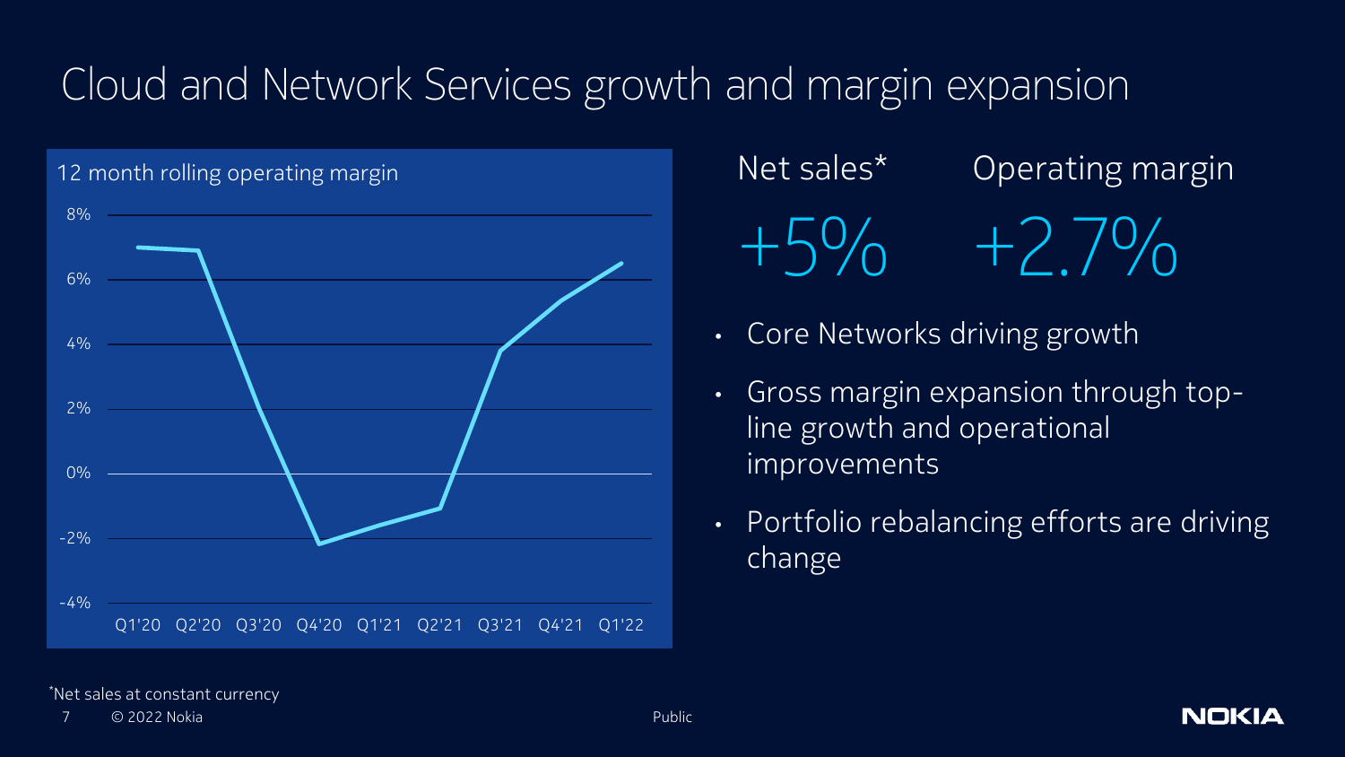# Cloud and Network Services growth and margin expansion

12 month rolling operating margin

| Quarter | Q1'20 | Q2'20 | Q3'20 | Q4'20 | Q1'21 | Q2'21 | Q3'21 | Q4'21 | Q1'22 |
|---|---|---|---|---|---|---|---|---|---|

Net sales*

+5%

Operating margin

+2.7%

- Core Networks driving growth
- Gross margin expansion through top-line growth and operational improvements
- Portfolio rebalancing efforts are driving change

*Net sales at constant currency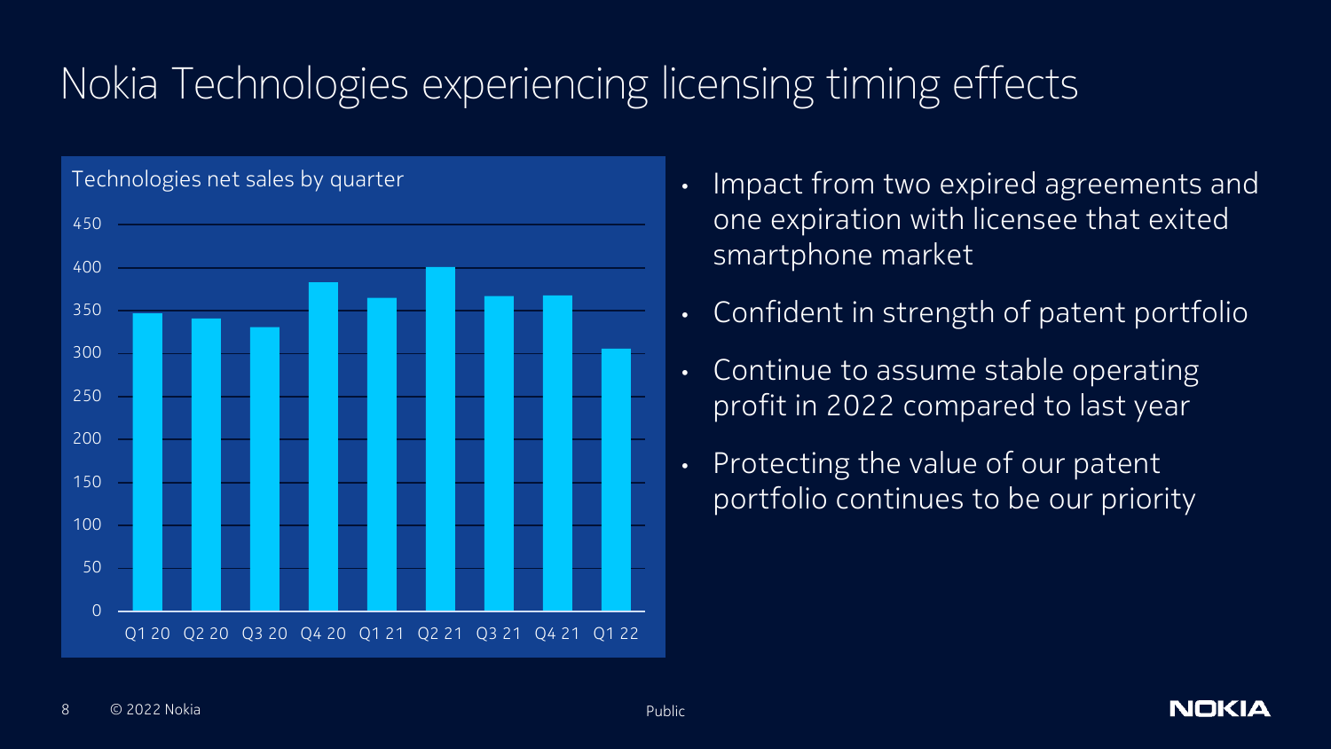# Nokia Technologies experiencing licensing timing effects

Technologies net sales by quarter

| Quarter | Net sales (approx.) |
| --- | --- |
| Q1 20 | 347 |
| Q2 20 | 341 |
| Q3 20 | 331 |
| Q4 20 | 383 |
| Q1 21 | 365 |
| Q2 21 | 401 |
| Q3 21 | 367 |
| Q4 21 | 368 |
| Q1 22 | 306 |

- Impact from two expired agreements and one expiration with licensee that exited smartphone market
- Confident in strength of patent portfolio
- Continue to assume stable operating profit in 2022 compared to last year
- Protecting the value of our patent portfolio continues to be our priority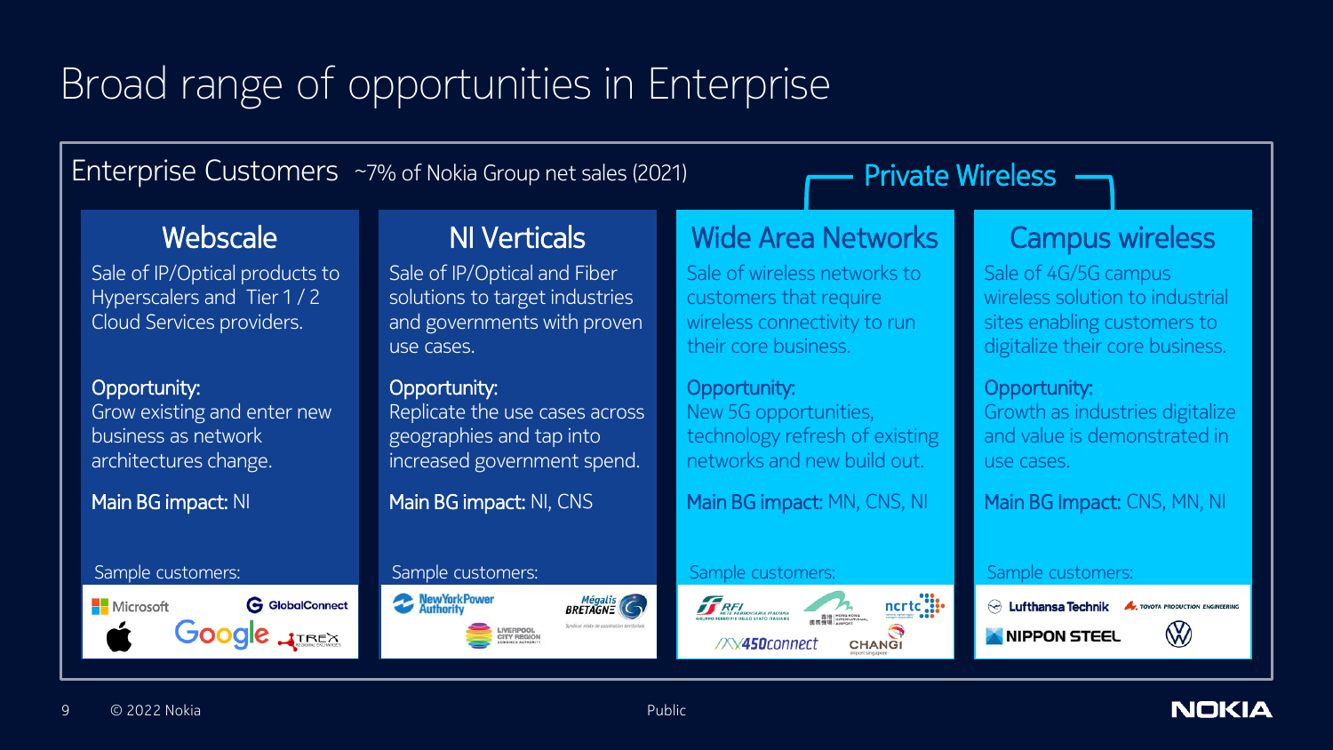# Broad range of opportunities in Enterprise

## Enterprise Customers ~7% of Nokia Group net sales (2021)

### Webscale

Sale of IP/Optical products to Hyperscalers and Tier 1 / 2 Cloud Services providers.

**Opportunity:**
Grow existing and enter new business as network architectures change.

**Main BG impact:** NI

Sample customers: Microsoft, GlobalConnect, Apple, Google, TREX

### NI Verticals

Sale of IP/Optical and Fiber solutions to target industries and governments with proven use cases.

**Opportunity:**
Replicate the use cases across geographies and tap into increased government spend.

**Main BG impact:** NI, CNS

Sample customers: New York Power Authority, Mégalis Bretagne, Liverpool City Region

### Private Wireless

#### Wide Area Networks

Sale of wireless networks to customers that require wireless connectivity to run their core business.

**Opportunity:**
New 5G opportunities, technology refresh of existing networks and new build out.

**Main BG impact:** MN, CNS, NI

Sample customers: RFI, Hong Kong International Airport, ncrtc, 450connect, Changi

#### Campus wireless

Sale of 4G/5G campus wireless solution to industrial sites enabling customers to digitalize their core business.

**Opportunity:**
Growth as industries digitalize and value is demonstrated in use cases.

**Main BG Impact:** CNS, MN, NI

Sample customers: Lufthansa Technik, Toyota Production Engineering, Nippon Steel, Volkswagen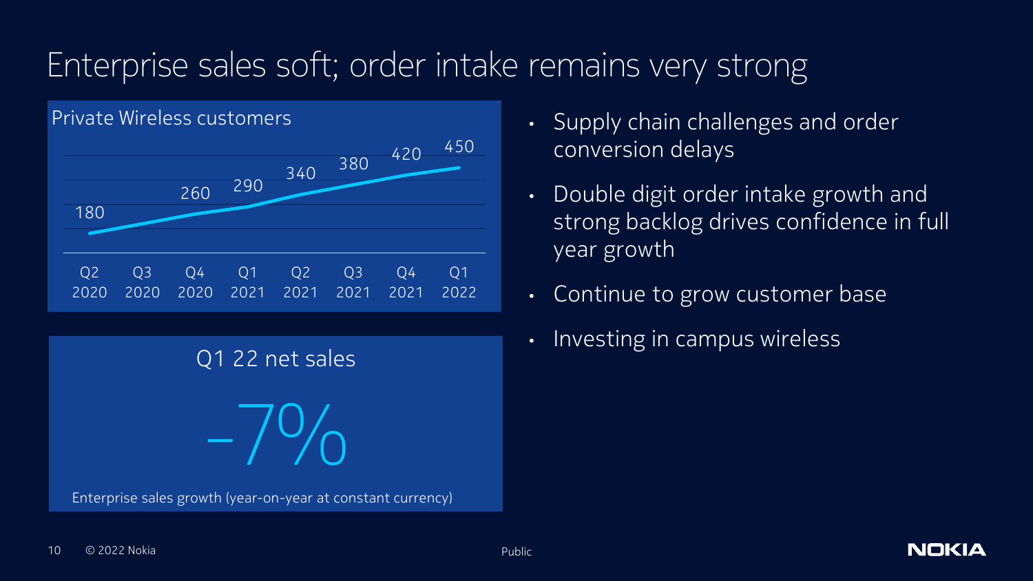# Enterprise sales soft; order intake remains very strong

**Private Wireless customers**

| Q2 2020 | Q3 2020 | Q4 2020 | Q1 2021 | Q2 2021 | Q3 2021 | Q4 2021 | Q1 2022 |
|---|---|---|---|---|---|---|---|
| 180 | | 260 | 290 | 340 | 380 | 420 | 450 |

**Q1 22 net sales**

**-7%**

Enterprise sales growth (year-on-year at constant currency)

- Supply chain challenges and order conversion delays
- Double digit order intake growth and strong backlog drives confidence in full year growth
- Continue to grow customer base
- Investing in campus wireless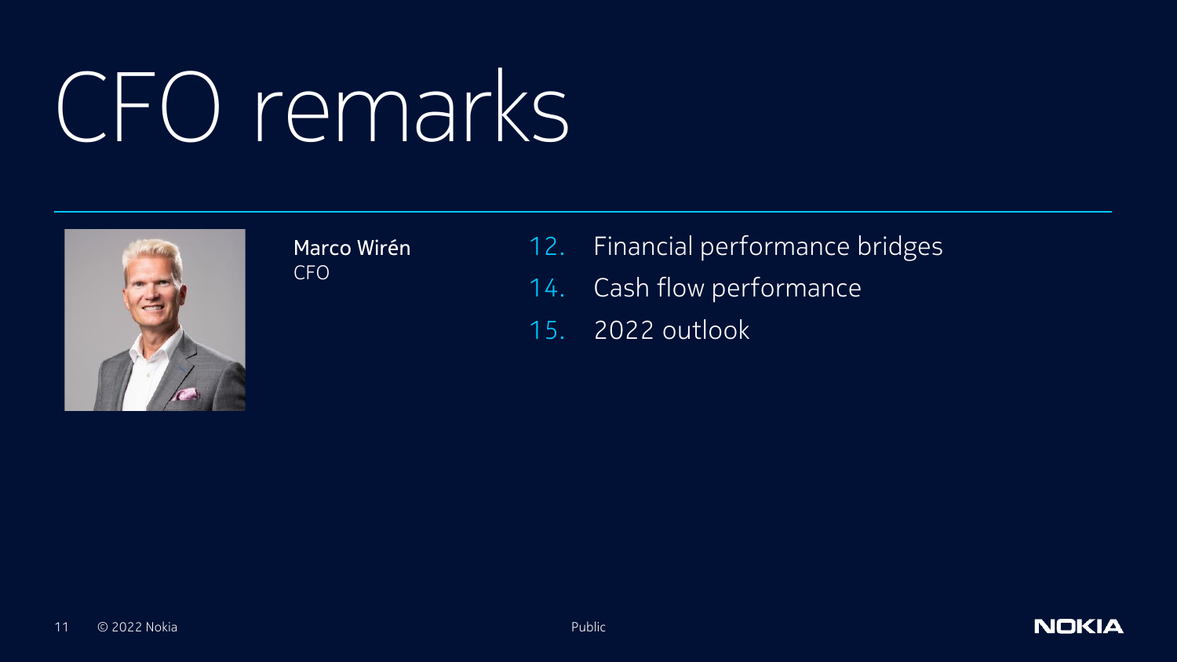# CFO remarks

**Marco Wirén**
CFO

12. Financial performance bridges
14. Cash flow performance
15. 2022 outlook

© 2022 Nokia

Public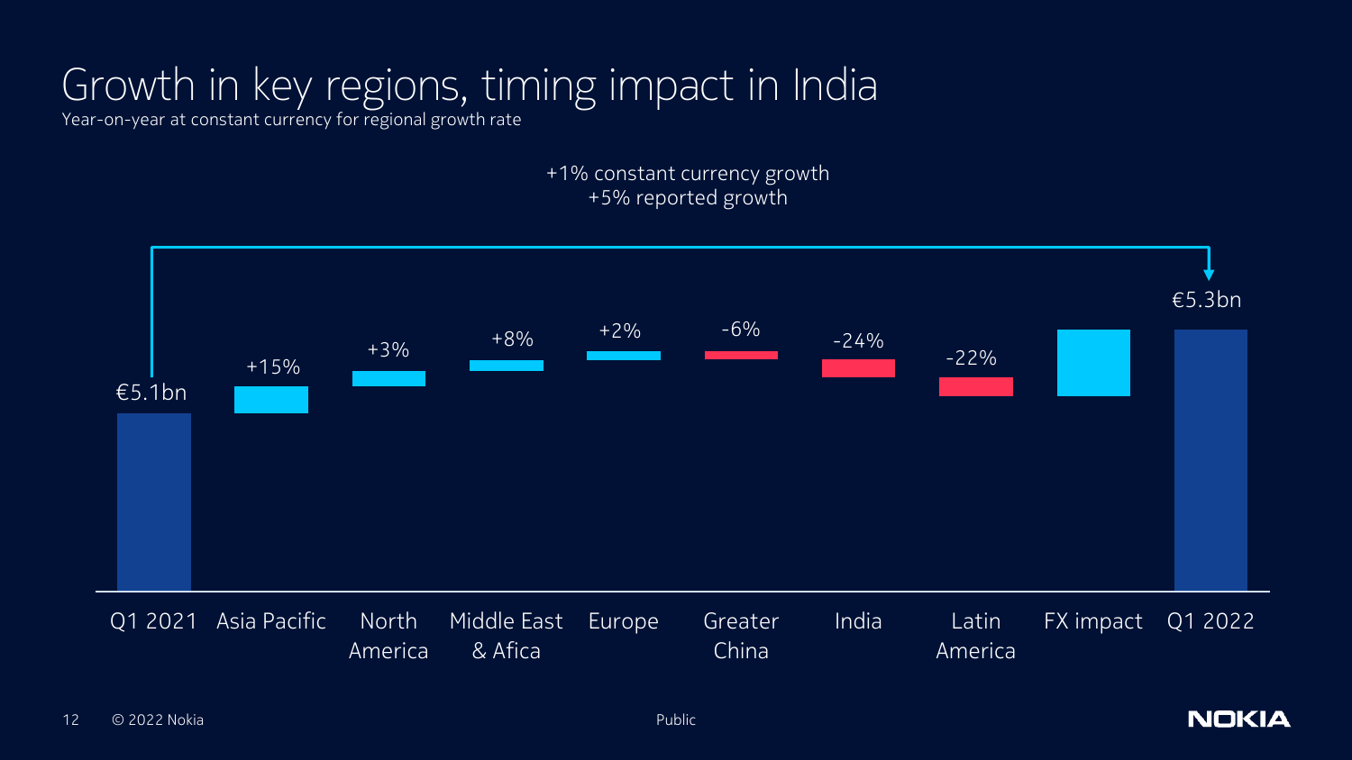# Growth in key regions, timing impact in India

Year-on-year at constant currency for regional growth rate

+1% constant currency growth
+5% reported growth

| Q1 2021 | Asia Pacific | North America | Middle East & Afica | Europe | Greater China | India | Latin America | FX impact | Q1 2022 |
|---|---|---|---|---|---|---|---|---|---|
| €5.1bn | +15% | +3% | +8% | +2% | -6% | -24% | -22% | | €5.3bn |

© 2022 Nokia

Public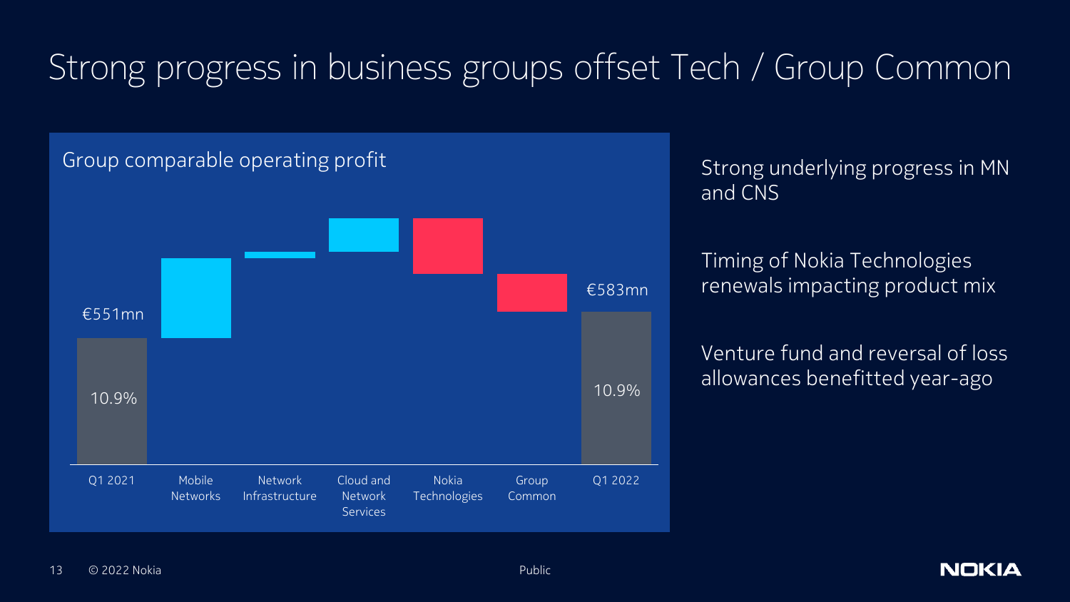# Strong progress in business groups offset Tech / Group Common

## Group comparable operating profit

| Q1 2021 | Mobile Networks | Network Infrastructure | Cloud and Network Services | Nokia Technologies | Group Common | Q1 2022 |
|---|---|---|---|---|---|---|
| €551mn | | | | | | €583mn |
| 10.9% | | | | | | 10.9% |

Strong underlying progress in MN and CNS

Timing of Nokia Technologies renewals impacting product mix

Venture fund and reversal of loss allowances benefitted year-ago

© 2022 Nokia

Public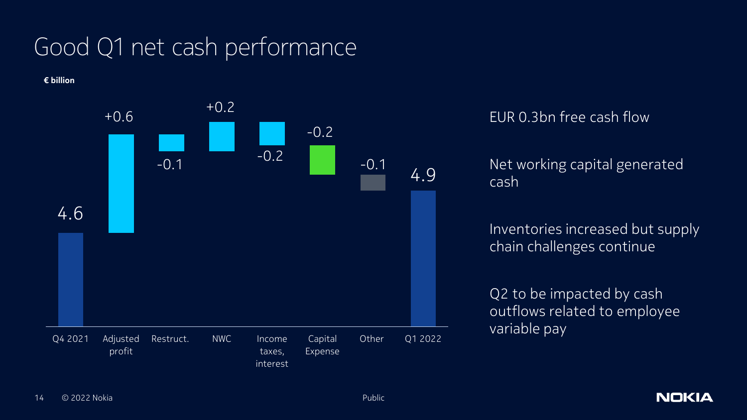# Good Q1 net cash performance

**€ billion**

| | Q4 2021 | Adjusted profit | Restruct. | NWC | Income taxes, interest | Capital Expense | Other | Q1 2022 |
|---|---|---|---|---|---|---|---|---|
| € billion | 4.6 | +0.6 | -0.1 | +0.2 | -0.2 | -0.2 | -0.1 | 4.9 |

EUR 0.3bn free cash flow

Net working capital generated cash

Inventories increased but supply chain challenges continue

Q2 to be impacted by cash outflows related to employee variable pay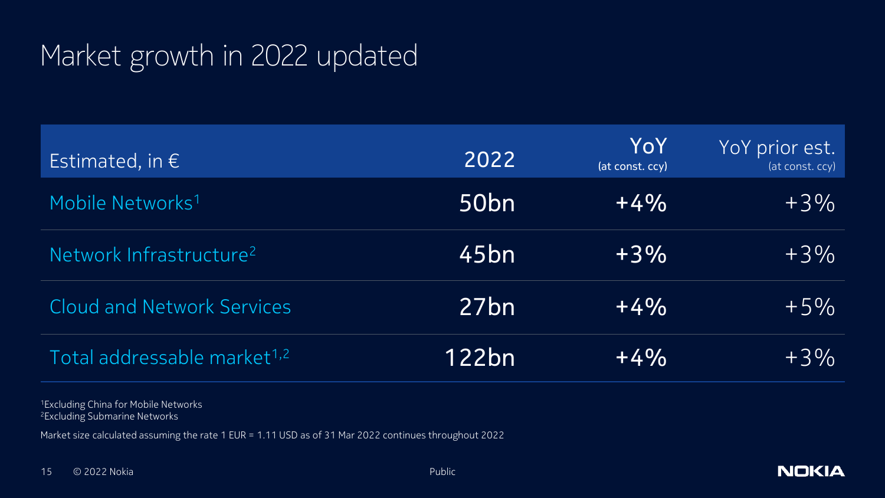# Market growth in 2022 updated

| Estimated, in € | 2022 | YoY (at const. ccy) | YoY prior est. (at const. ccy) |
|---|---|---|---|
| Mobile Networks[1] | 50bn | +4% | +3% |
| Network Infrastructure[2] | 45bn | +3% | +3% |
| Cloud and Network Services | 27bn | +4% | +5% |
| Total addressable market[1,2] | 122bn | +4% | +3% |

[1]Excluding China for Mobile Networks
[2]Excluding Submarine Networks

Market size calculated assuming the rate 1 EUR = 1.11 USD as of 31 Mar 2022 continues throughout 2022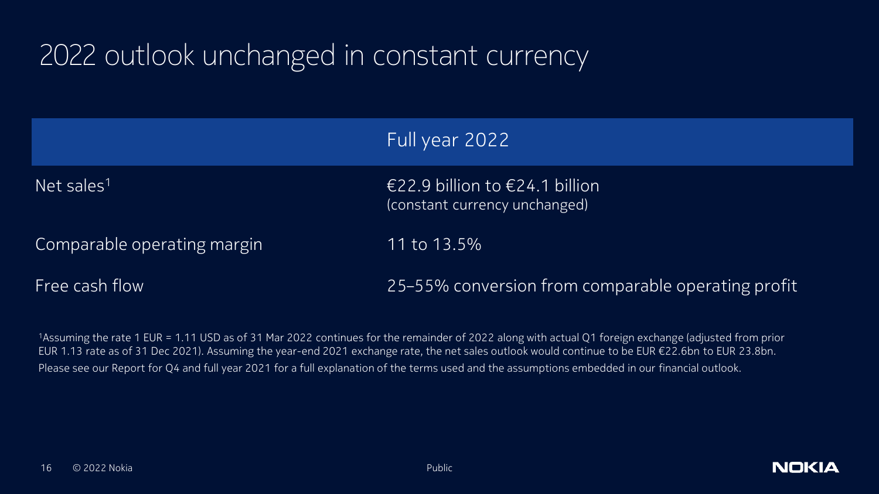# 2022 outlook unchanged in constant currency

| | Full year 2022 |
|---|---|
| Net sales[1] | €22.9 billion to €24.1 billion (constant currency unchanged) |
| Comparable operating margin | 11 to 13.5% |
| Free cash flow | 25–55% conversion from comparable operating profit |

[1]Assuming the rate 1 EUR = 1.11 USD as of 31 Mar 2022 continues for the remainder of 2022 along with actual Q1 foreign exchange (adjusted from prior EUR 1.13 rate as of 31 Dec 2021). Assuming the year-end 2021 exchange rate, the net sales outlook would continue to be EUR €22.6bn to EUR 23.8bn.

Please see our Report for Q4 and full year 2021 for a full explanation of the terms used and the assumptions embedded in our financial outlook.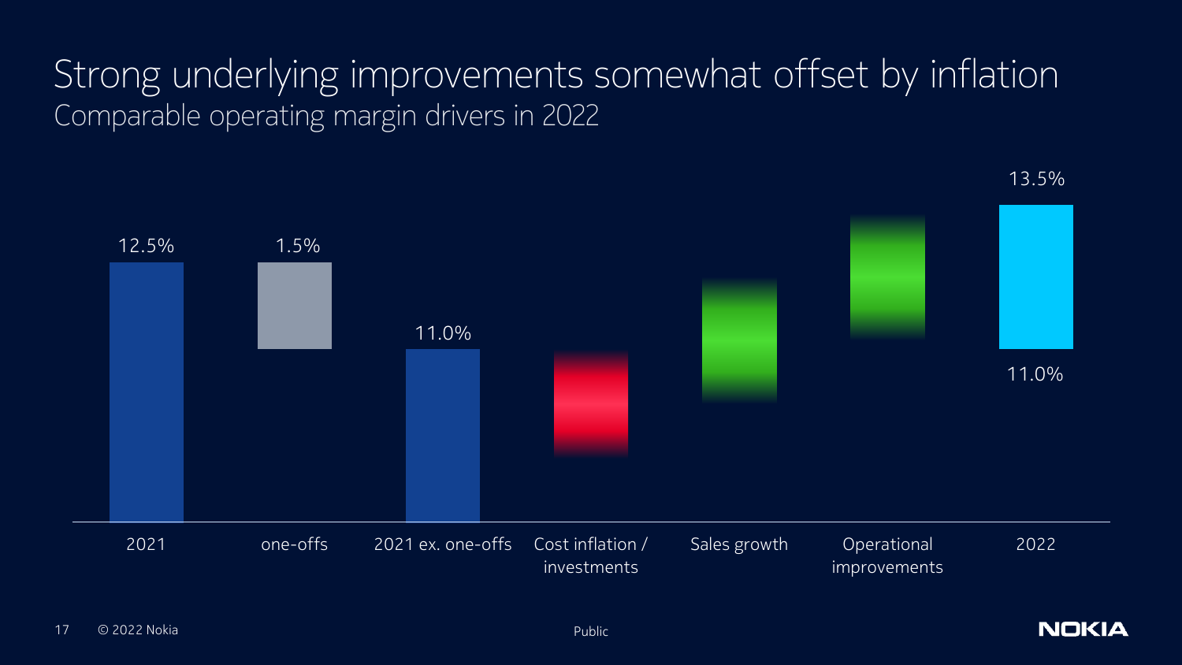# Strong underlying improvements somewhat offset by inflation

## Comparable operating margin drivers in 2022

| | 2021 | one-offs | 2021 ex. one-offs | Cost inflation / investments | Sales growth | Operational improvements | 2022 |
|---|---|---|---|---|---|---|---|
| Value | 12.5% | 1.5% | 11.0% | | | | 13.5% |

11.0%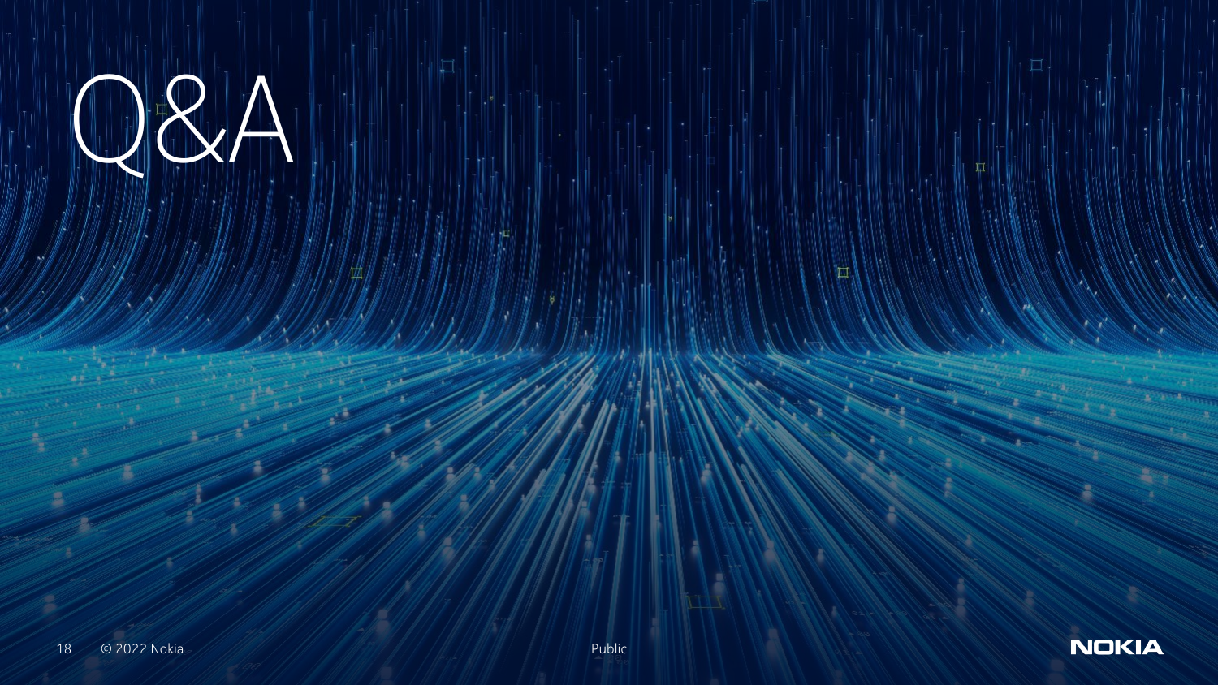# Q&A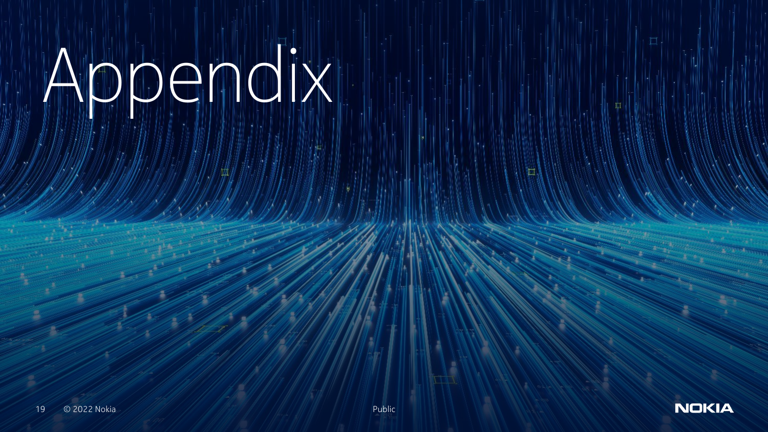# Appendix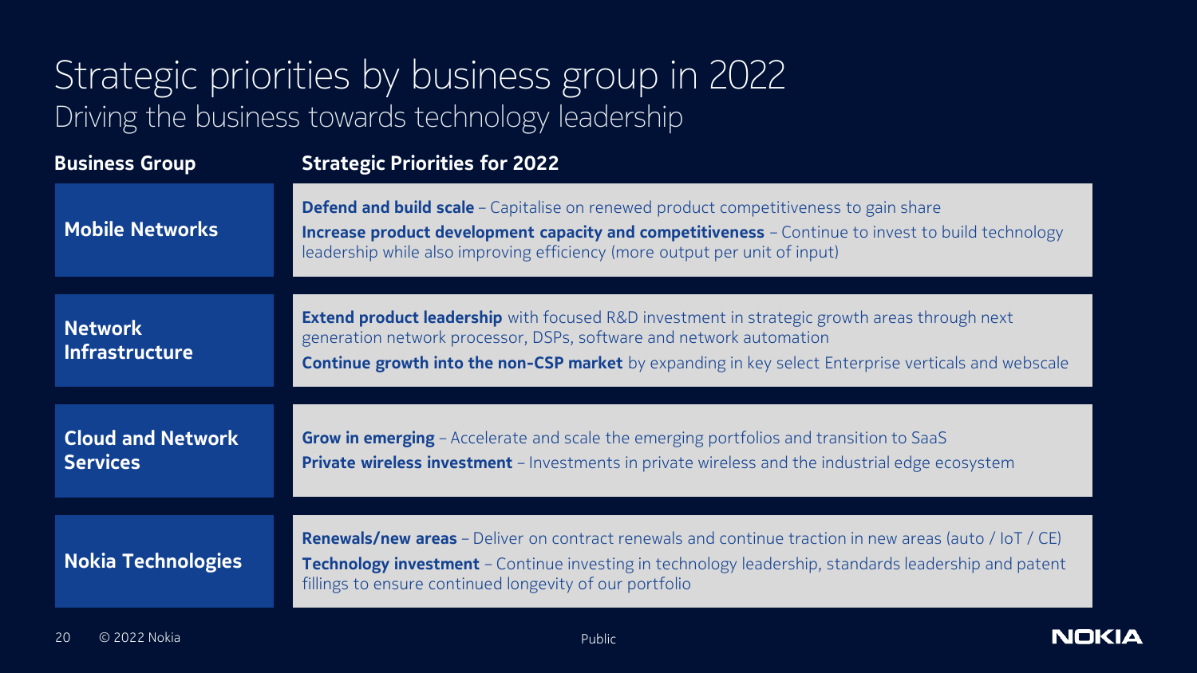# Strategic priorities by business group in 2022

## Driving the business towards technology leadership

| Business Group | Strategic Priorities for 2022 |
| --- | --- |
| **Mobile Networks** | **Defend and build scale** – Capitalise on renewed product competitiveness to gain share<br>**Increase product development capacity and competitiveness** – Continue to invest to build technology leadership while also improving efficiency (more output per unit of input) |
| **Network Infrastructure** | **Extend product leadership** with focused R&D investment in strategic growth areas through next generation network processor, DSPs, software and network automation<br>**Continue growth into the non-CSP market** by expanding in key select Enterprise verticals and webscale |
| **Cloud and Network Services** | **Grow in emerging** – Accelerate and scale the emerging portfolios and transition to SaaS<br>**Private wireless investment** – Investments in private wireless and the industrial edge ecosystem |
| **Nokia Technologies** | **Renewals/new areas** – Deliver on contract renewals and continue traction in new areas (auto / IoT / CE)<br>**Technology investment** – Continue investing in technology leadership, standards leadership and patent fillings to ensure continued longevity of our portfolio |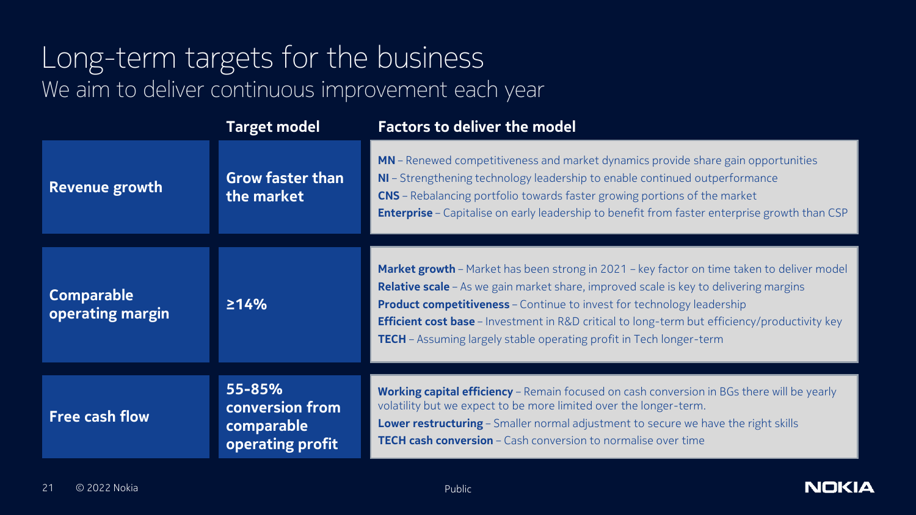# Long-term targets for the business

## We aim to deliver continuous improvement each year

| | Target model | Factors to deliver the model |
|---|---|---|
| **Revenue growth** | **Grow faster than the market** | **MN** – Renewed competitiveness and market dynamics provide share gain opportunities<br>**NI** – Strengthening technology leadership to enable continued outperformance<br>**CNS** – Rebalancing portfolio towards faster growing portions of the market<br>**Enterprise** – Capitalise on early leadership to benefit from faster enterprise growth than CSP |
| **Comparable operating margin** | **≥14%** | **Market growth** – Market has been strong in 2021 – key factor on time taken to deliver model<br>**Relative scale** – As we gain market share, improved scale is key to delivering margins<br>**Product competitiveness** – Continue to invest for technology leadership<br>**Efficient cost base** – Investment in R&D critical to long-term but efficiency/productivity key<br>**TECH** – Assuming largely stable operating profit in Tech longer-term |
| **Free cash flow** | **55-85% conversion from comparable operating profit** | **Working capital efficiency** – Remain focused on cash conversion in BGs there will be yearly volatility but we expect to be more limited over the longer-term.<br>**Lower restructuring** – Smaller normal adjustment to secure we have the right skills<br>**TECH cash conversion** – Cash conversion to normalise over time |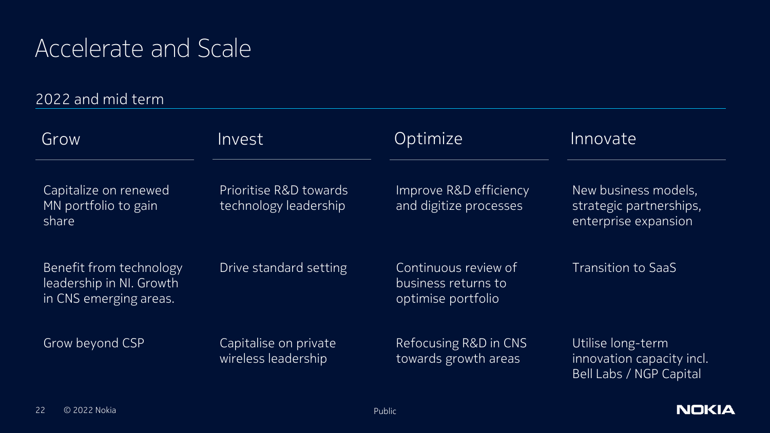# Accelerate and Scale

## 2022 and mid term

| Grow | Invest | Optimize | Innovate |
| --- | --- | --- | --- |
| Capitalize on renewed MN portfolio to gain share | Prioritise R&D towards technology leadership | Improve R&D efficiency and digitize processes | New business models, strategic partnerships, enterprise expansion |
| Benefit from technology leadership in NI. Growth in CNS emerging areas. | Drive standard setting | Continuous review of business returns to optimise portfolio | Transition to SaaS |
| Grow beyond CSP | Capitalise on private wireless leadership | Refocusing R&D in CNS towards growth areas | Utilise long-term innovation capacity incl. Bell Labs / NGP Capital |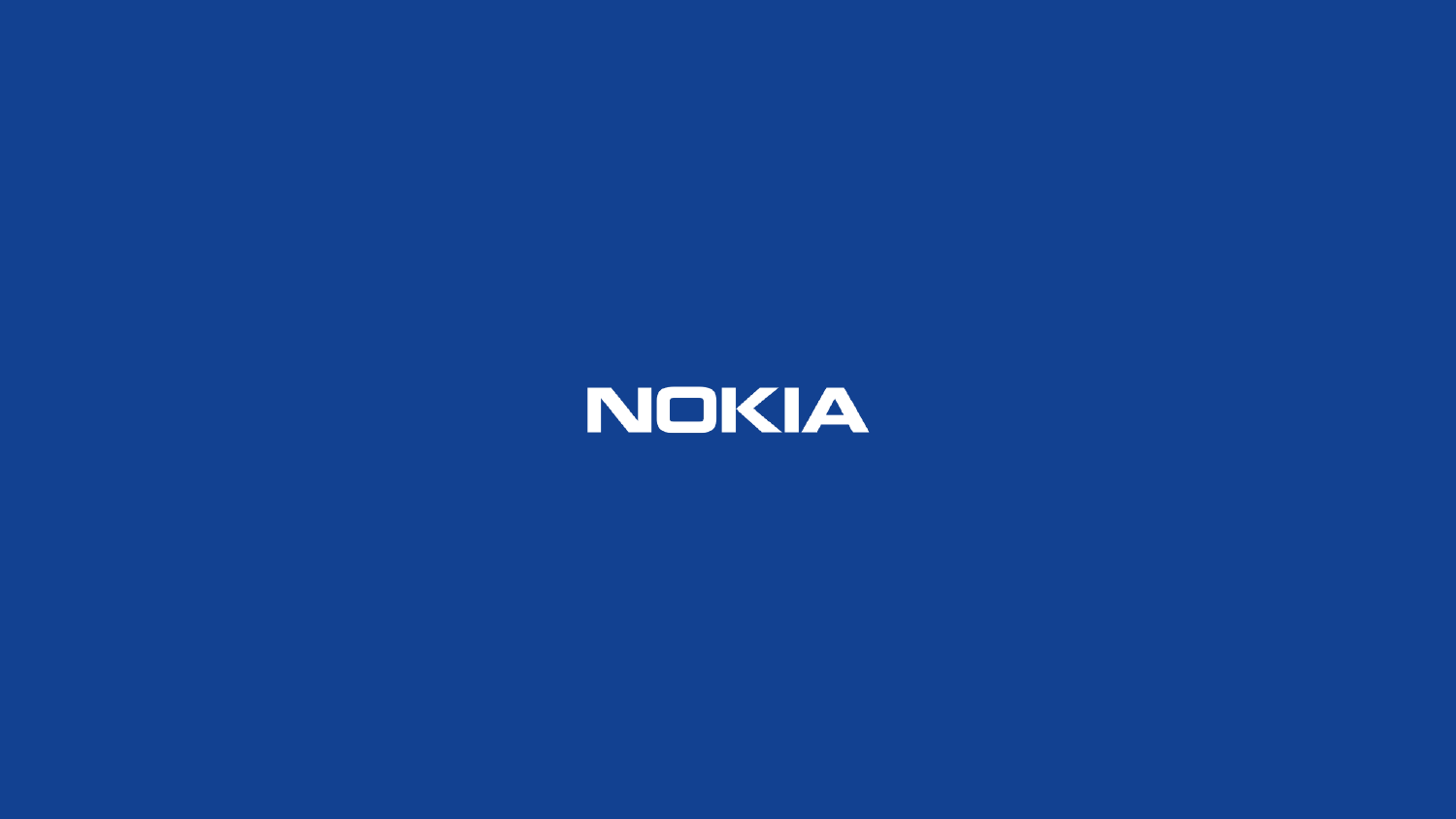NOKIA